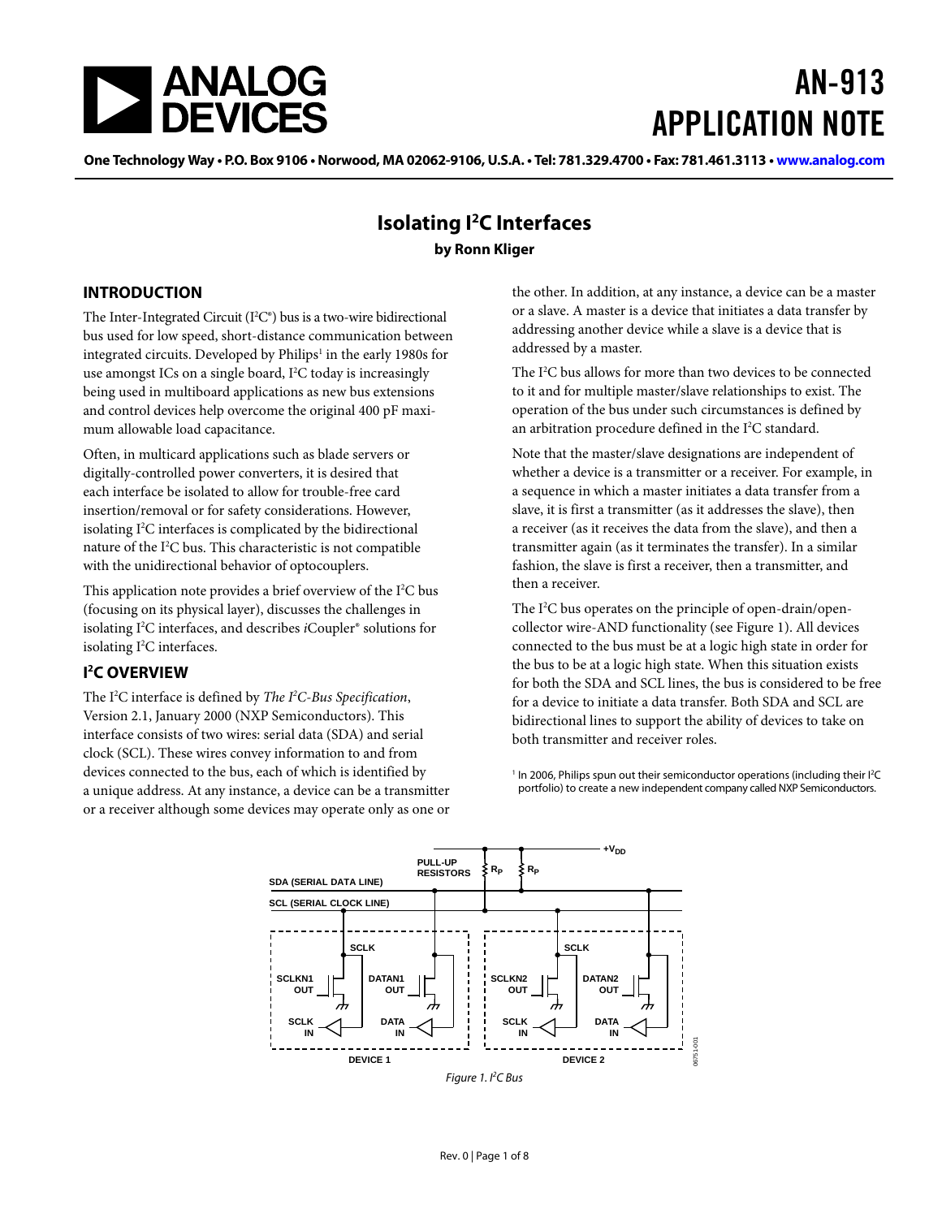# AN-913 APPLICATION NOTE

One Technology Way • P.O. Box 9106 • Norwood, MA 02062-9106, U.S.A. • Tel: 781.329.4700 • Fax: 781.461.3113 • www.analog.com

## Isolating I²C Interfaces

**by Ronn Kliger**

### INTRODUCTION

The Inter-Integrated Circuit (I²C®) bus is a two-wire bidirectional bus used for low speed, short-distance communication between integrated circuits. Developed by Philips[1] in the early 1980s for use amongst ICs on a single board, I²C today is increasingly being used in multiboard applications as new bus extensions and control devices help overcome the original 400 pF maximum allowable load capacitance.

Often, in multicard applications such as blade servers or digitally-controlled power converters, it is desired that each interface be isolated to allow for trouble-free card insertion/removal or for safety considerations. However, isolating I²C interfaces is complicated by the bidirectional nature of the I²C bus. This characteristic is not compatible with the unidirectional behavior of optocouplers.

This application note provides a brief overview of the I²C bus (focusing on its physical layer), discusses the challenges in isolating I²C interfaces, and describes *i*Coupler® solutions for isolating I²C interfaces.

### I²C OVERVIEW

The I²C interface is defined by *The I²C-Bus Specification*, Version 2.1, January 2000 (NXP Semiconductors). This interface consists of two wires: serial data (SDA) and serial clock (SCL). These wires convey information to and from devices connected to the bus, each of which is identified by a unique address. At any instance, a device can be a transmitter or a receiver although some devices may operate only as one or the other. In addition, at any instance, a device can be a master or a slave. A master is a device that initiates a data transfer by addressing another device while a slave is a device that is addressed by a master.

The I²C bus allows for more than two devices to be connected to it and for multiple master/slave relationships to exist. The operation of the bus under such circumstances is defined by an arbitration procedure defined in the I²C standard.

Note that the master/slave designations are independent of whether a device is a transmitter or a receiver. For example, in a sequence in which a master initiates a data transfer from a slave, it is first a transmitter (as it addresses the slave), then a receiver (as it receives the data from the slave), and then a transmitter again (as it terminates the transfer). In a similar fashion, the slave is first a receiver, then a transmitter, and then a receiver.

The I²C bus operates on the principle of open-drain/open-collector wire-AND functionality (see Figure 1). All devices connected to the bus must be at a logic high state in order for the bus to be at a logic high state. When this situation exists for both the SDA and SCL lines, the bus is considered to be free for a device to initiate a data transfer. Both SDA and SCL are bidirectional lines to support the ability of devices to take on both transmitter and receiver roles.

[1] In 2006, Philips spun out their semiconductor operations (including their I²C portfolio) to create a new independent company called NXP Semiconductors.

Figure 1. I²C Bus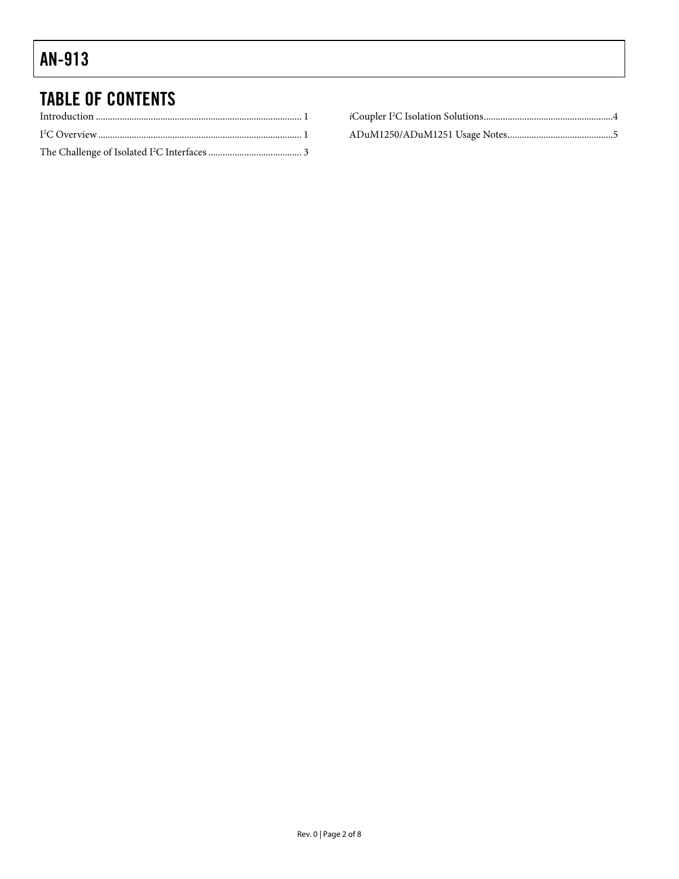## TABLE OF CONTENTS

Introduction .................................................................................... 1

$I^2C$ Overview .................................................................................... 1

The Challenge of Isolated $I^2C$ Interfaces ....................................... 3

*i*Coupler $I^2C$ Isolation Solutions ..................................................... 4

ADuM1250/ADuM1251 Usage Notes ............................................ 5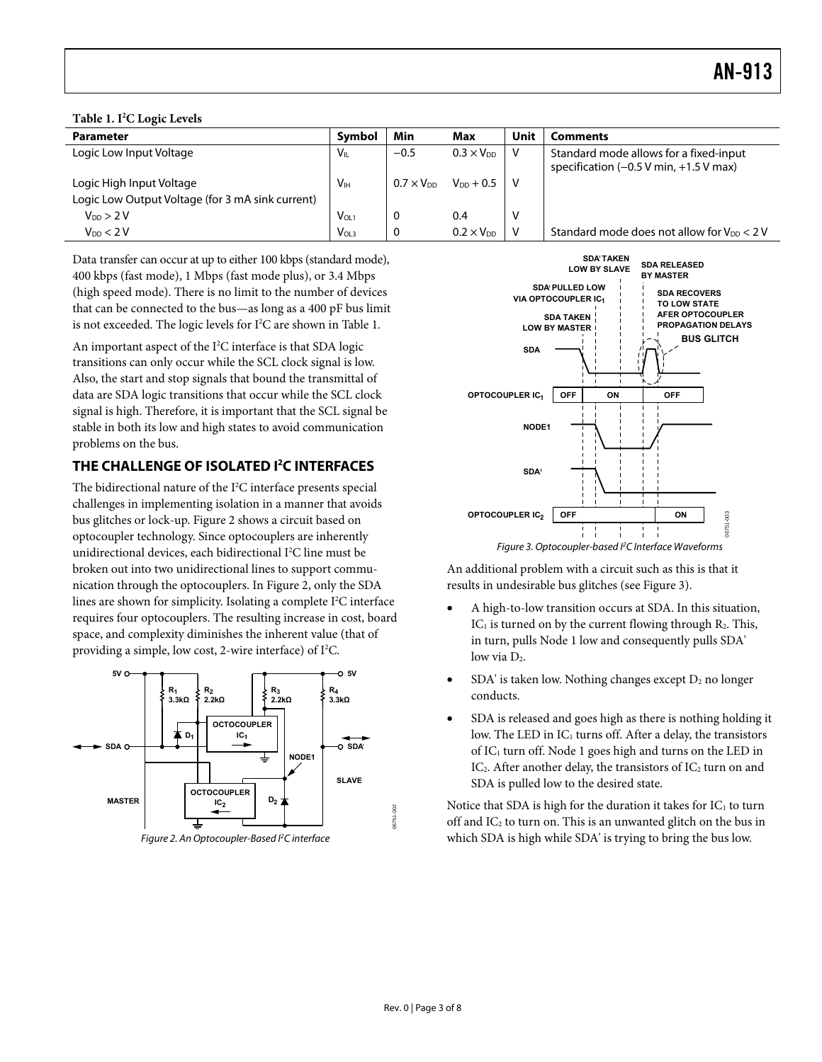**Table 1. I²C Logic Levels**

| Parameter | Symbol | Min | Max | Unit | Comments |
|---|---|---|---|---|---|
| Logic Low Input Voltage | $V_{IL}$ | −0.5 | $0.3 \times V_{DD}$ | V | Standard mode allows for a fixed-input specification (−0.5 V min, +1.5 V max) |
| Logic High Input Voltage | $V_{IH}$ | $0.7 \times V_{DD}$ | $V_{DD} + 0.5$ | V | |
| Logic Low Output Voltage (for 3 mA sink current) | | | | | |
| $V_{DD} > 2$ V | $V_{OL1}$ | 0 | 0.4 | V | |
| $V_{DD} < 2$ V | $V_{OL3}$ | 0 | $0.2 \times V_{DD}$ | V | Standard mode does not allow for $V_{DD} < 2$ V |

Data transfer can occur at up to either 100 kbps (standard mode), 400 kbps (fast mode), 1 Mbps (fast mode plus), or 3.4 Mbps (high speed mode). There is no limit to the number of devices that can be connected to the bus—as long as a 400 pF bus limit is not exceeded. The logic levels for I²C are shown in Table 1.

An important aspect of the I²C interface is that SDA logic transitions can only occur while the SCL clock signal is low. Also, the start and stop signals that bound the transmittal of data are SDA logic transitions that occur while the SCL clock signal is high. Therefore, it is important that the SCL signal be stable in both its low and high states to avoid communication problems on the bus.

## THE CHALLENGE OF ISOLATED I²C INTERFACES

The bidirectional nature of the I²C interface presents special challenges in implementing isolation in a manner that avoids bus glitches or lock-up. Figure 2 shows a circuit based on optocoupler technology. Since optocouplers are inherently unidirectional devices, each bidirectional I²C line must be broken out into two unidirectional lines to support communication through the optocouplers. In Figure 2, only the SDA lines are shown for simplicity. Isolating a complete I²C interface requires four optocouplers. The resulting increase in cost, board space, and complexity diminishes the inherent value (that of providing a simple, low cost, 2-wire interface) of I²C.

*Figure 2. An Optocoupler-Based I²C interface*

*Figure 3. Optocoupler-based I²C Interface Waveforms*

An additional problem with a circuit such as this is that it results in undesirable bus glitches (see Figure 3).

- A high-to-low transition occurs at SDA. In this situation, $IC_1$ is turned on by the current flowing through $R_2$. This, in turn, pulls Node 1 low and consequently pulls SDA' low via $D_2$.
- SDA' is taken low. Nothing changes except $D_2$ no longer conducts.
- SDA is released and goes high as there is nothing holding it low. The LED in $IC_1$ turns off. After a delay, the transistors of $IC_1$ turn off. Node 1 goes high and turns on the LED in $IC_2$. After another delay, the transistors of $IC_2$ turn on and SDA is pulled low to the desired state.

Notice that SDA is high for the duration it takes for $IC_1$ to turn off and $IC_2$ to turn on. This is an unwanted glitch on the bus in which SDA is high while SDA' is trying to bring the bus low.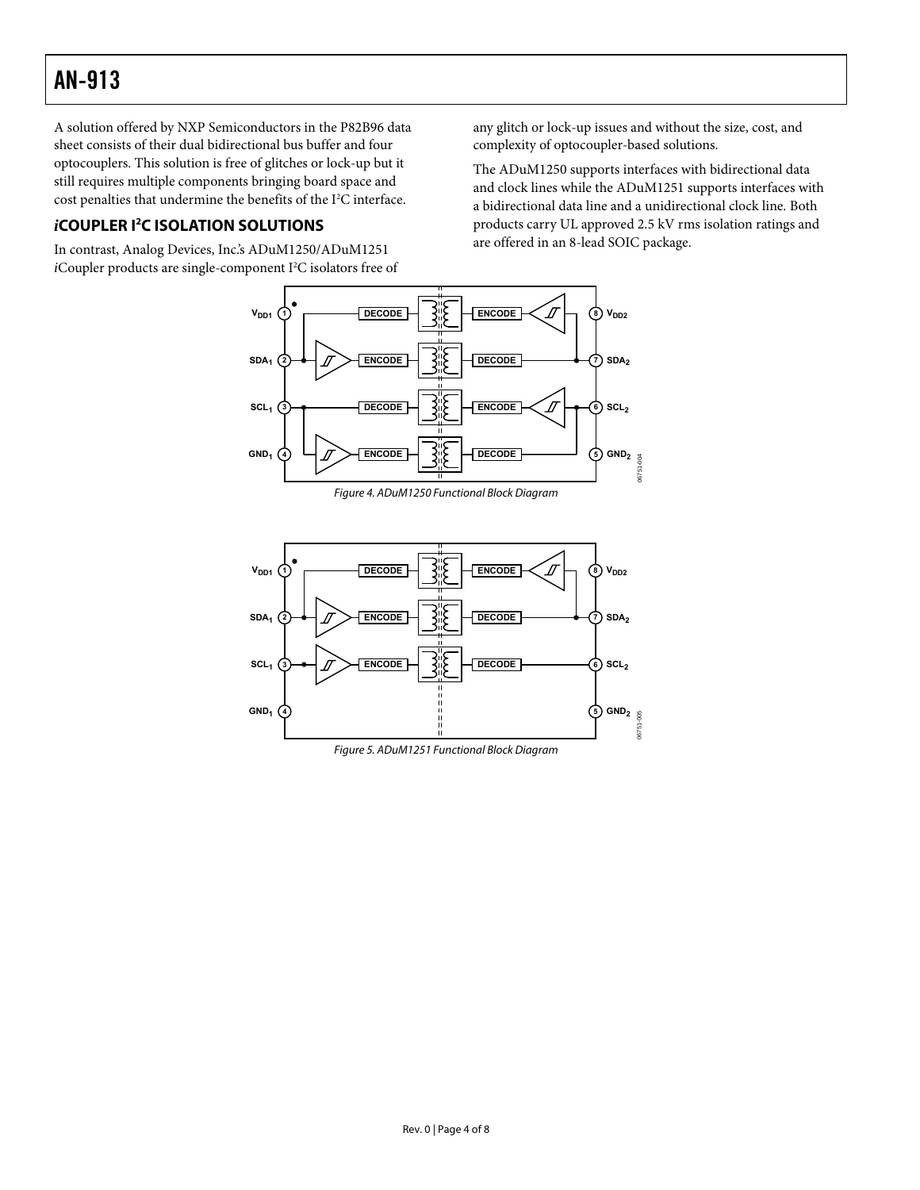A solution offered by NXP Semiconductors in the P82B96 data sheet consists of their dual bidirectional bus buffer and four optocouplers. This solution is free of glitches or lock-up but it still requires multiple components bringing board space and cost penalties that undermine the benefits of the I²C interface.

## *i*COUPLER I²C ISOLATION SOLUTIONS

In contrast, Analog Devices, Inc.'s ADuM1250/ADuM1251 *i*Coupler products are single-component I²C isolators free of any glitch or lock-up issues and without the size, cost, and complexity of optocoupler-based solutions.

The ADuM1250 supports interfaces with bidirectional data and clock lines while the ADuM1251 supports interfaces with a bidirectional data line and a unidirectional clock line. Both products carry UL approved 2.5 kV rms isolation ratings and are offered in an 8-lead SOIC package.

*Figure 4. ADuM1250 Functional Block Diagram*

*Figure 5. ADuM1251 Functional Block Diagram*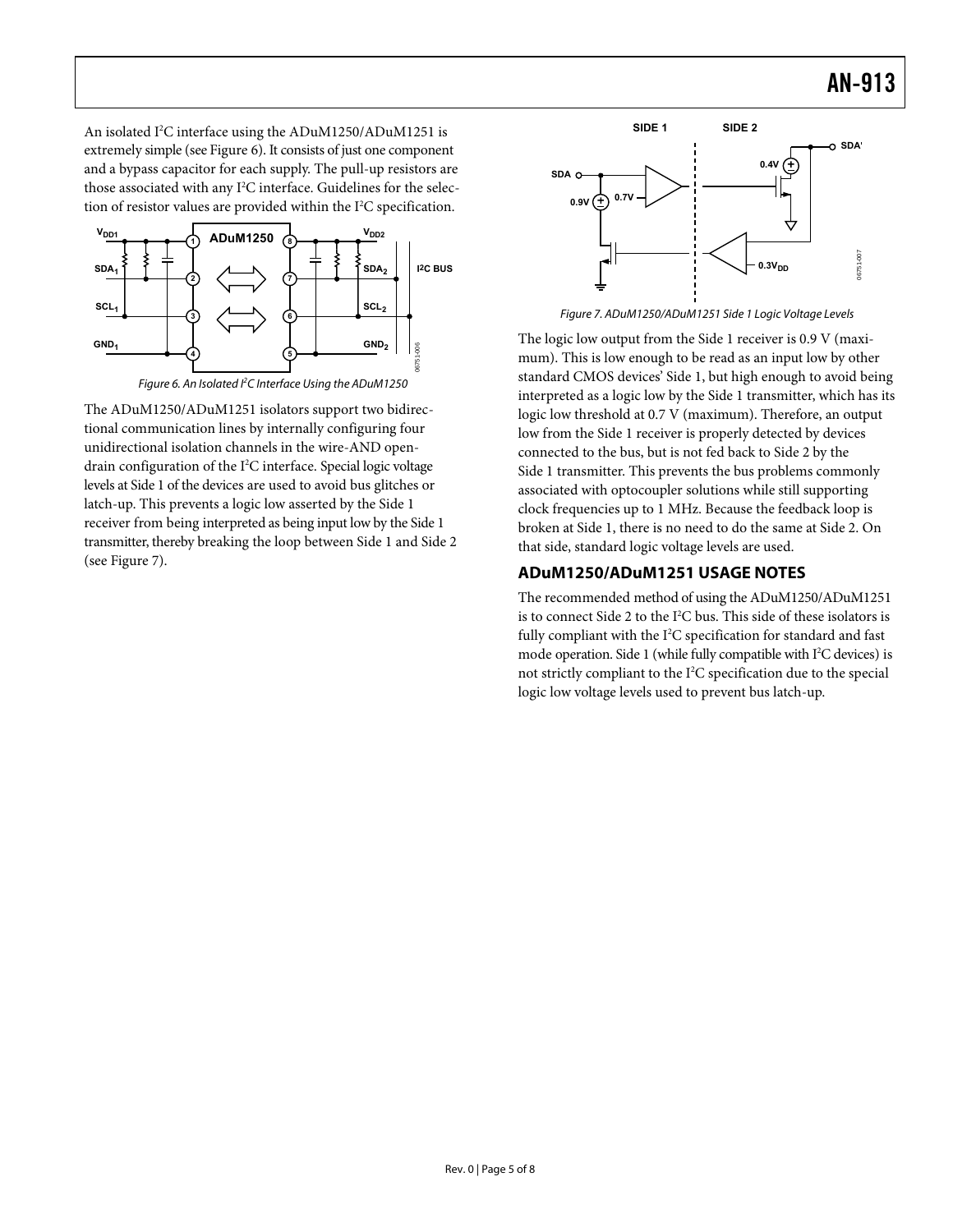An isolated I²C interface using the ADuM1250/ADuM1251 is extremely simple (see Figure 6). It consists of just one component and a bypass capacitor for each supply. The pull-up resistors are those associated with any I²C interface. Guidelines for the selection of resistor values are provided within the I²C specification.

*Figure 6. An Isolated I²C Interface Using the ADuM1250*

The ADuM1250/ADuM1251 isolators support two bidirectional communication lines by internally configuring four unidirectional isolation channels in the wire-AND open-drain configuration of the I²C interface. Special logic voltage levels at Side 1 of the devices are used to avoid bus glitches or latch-up. This prevents a logic low asserted by the Side 1 receiver from being interpreted as being input low by the Side 1 transmitter, thereby breaking the loop between Side 1 and Side 2 (see Figure 7).

*Figure 7. ADuM1250/ADuM1251 Side 1 Logic Voltage Levels*

The logic low output from the Side 1 receiver is 0.9 V (maximum). This is low enough to be read as an input low by other standard CMOS devices' Side 1, but high enough to avoid being interpreted as a logic low by the Side 1 transmitter, which has its logic low threshold at 0.7 V (maximum). Therefore, an output low from the Side 1 receiver is properly detected by devices connected to the bus, but is not fed back to Side 2 by the Side 1 transmitter. This prevents the bus problems commonly associated with optocoupler solutions while still supporting clock frequencies up to 1 MHz. Because the feedback loop is broken at Side 1, there is no need to do the same at Side 2. On that side, standard logic voltage levels are used.

## ADuM1250/ADuM1251 USAGE NOTES

The recommended method of using the ADuM1250/ADuM1251 is to connect Side 2 to the I²C bus. This side of these isolators is fully compliant with the I²C specification for standard and fast mode operation. Side 1 (while fully compatible with I²C devices) is not strictly compliant to the I²C specification due to the special logic low voltage levels used to prevent bus latch-up.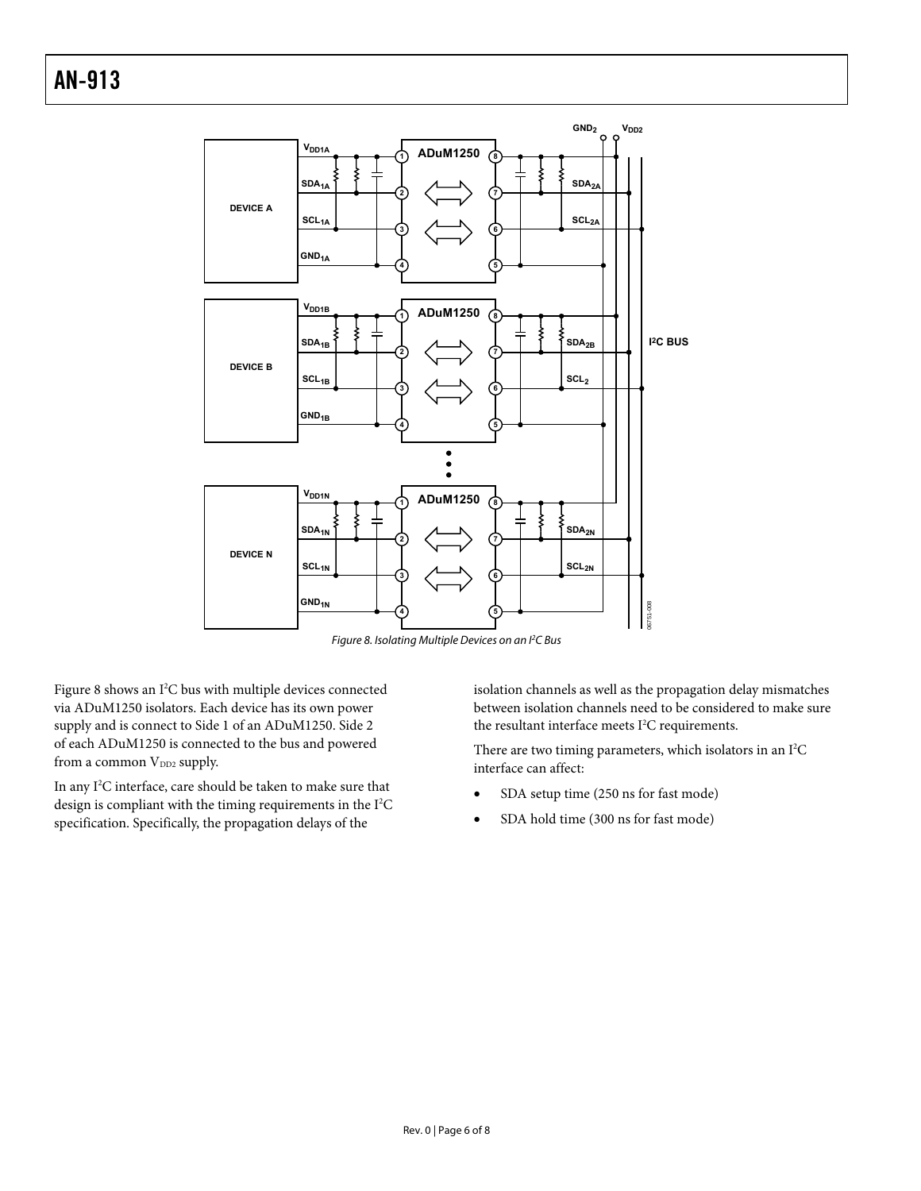Figure 8. Isolating Multiple Devices on an I²C Bus

Figure 8 shows an I²C bus with multiple devices connected via ADuM1250 isolators. Each device has its own power supply and is connect to Side 1 of an ADuM1250. Side 2 of each ADuM1250 is connected to the bus and powered from a common $V_{DD2}$ supply.

In any I²C interface, care should be taken to make sure that design is compliant with the timing requirements in the I²C specification. Specifically, the propagation delays of the isolation channels as well as the propagation delay mismatches between isolation channels need to be considered to make sure the resultant interface meets I²C requirements.

There are two timing parameters, which isolators in an I²C interface can affect:

- SDA setup time (250 ns for fast mode)
- SDA hold time (300 ns for fast mode)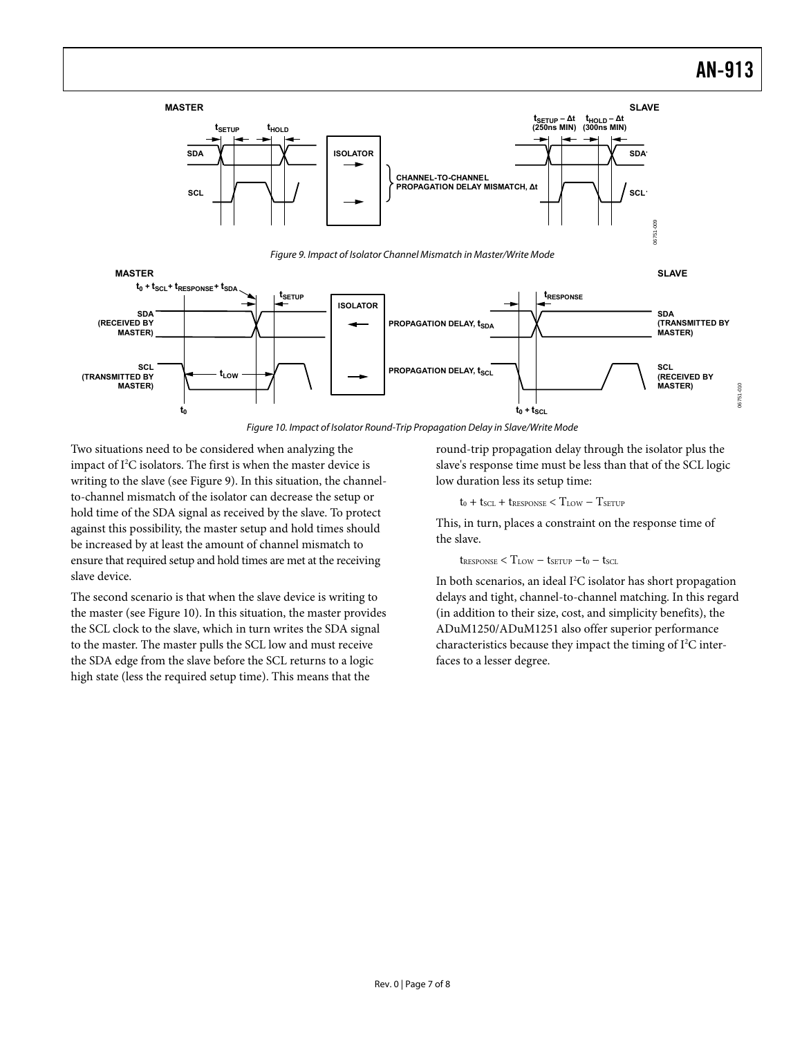Figure 9. Impact of Isolator Channel Mismatch in Master/Write Mode

Figure 10. Impact of Isolator Round-Trip Propagation Delay in Slave/Write Mode

Two situations need to be considered when analyzing the impact of I²C isolators. The first is when the master device is writing to the slave (see Figure 9). In this situation, the channel-to-channel mismatch of the isolator can decrease the setup or hold time of the SDA signal as received by the slave. To protect against this possibility, the master setup and hold times should be increased by at least the amount of channel mismatch to ensure that required setup and hold times are met at the receiving slave device.

The second scenario is that when the slave device is writing to the master (see Figure 10). In this situation, the master provides the SCL clock to the slave, which in turn writes the SDA signal to the master. The master pulls the SCL low and must receive the SDA edge from the slave before the SCL returns to a logic high state (less the required setup time). This means that the round-trip propagation delay through the isolator plus the slave's response time must be less than that of the SCL logic low duration less its setup time:

$$t_0 + t_{SCL} + t_{RESPONSE} < T_{LOW} - T_{SETUP}$$

This, in turn, places a constraint on the response time of the slave.

$$t_{RESPONSE} < T_{LOW} - t_{SETUP} - t_0 - t_{SCL}$$

In both scenarios, an ideal I²C isolator has short propagation delays and tight, channel-to-channel matching. In this regard (in addition to their size, cost, and simplicity benefits), the ADuM1250/ADuM1251 also offer superior performance characteristics because they impact the timing of I²C interfaces to a lesser degree.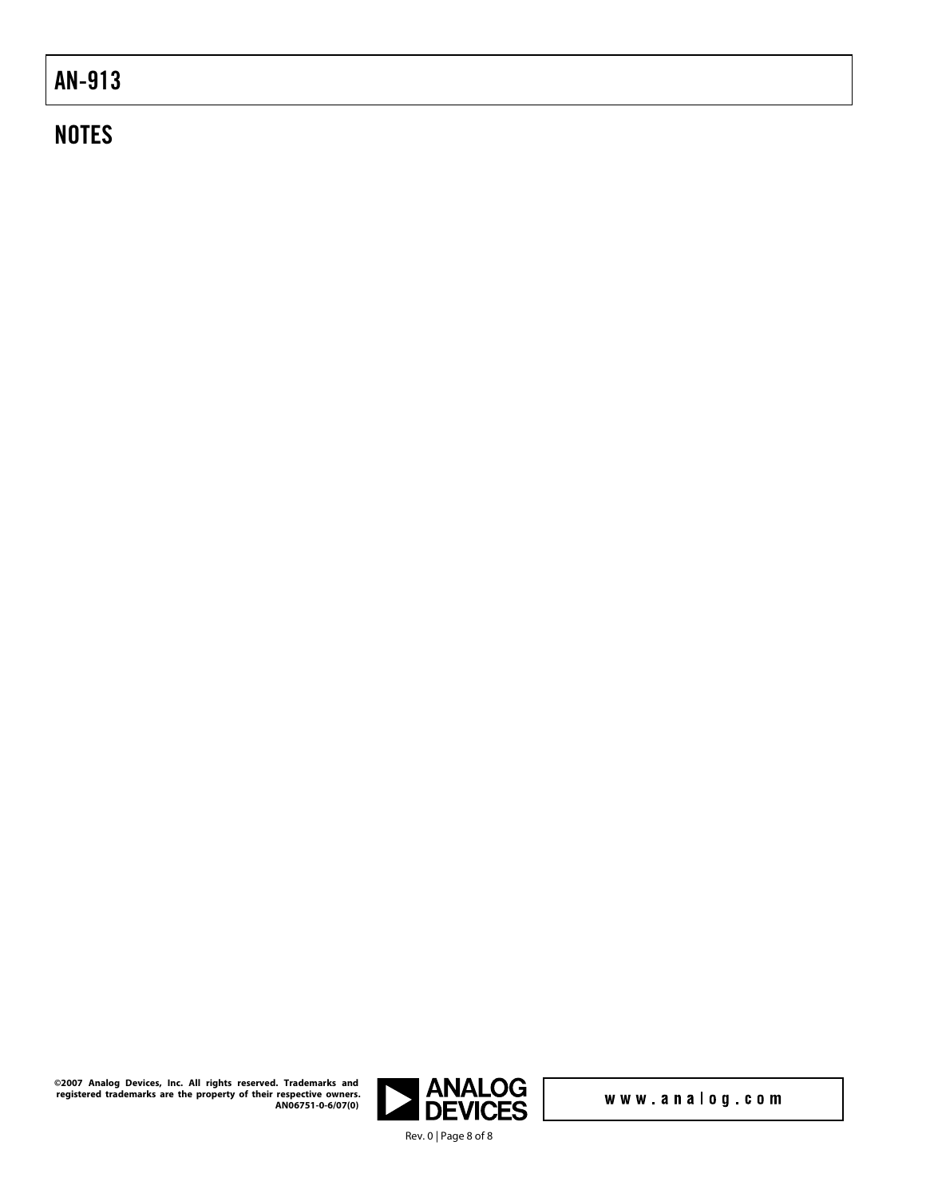## NOTES

©2007 Analog Devices, Inc. All rights reserved. Trademarks and registered trademarks are the property of their respective owners. AN06751-0-6/07(0)

www.analog.com